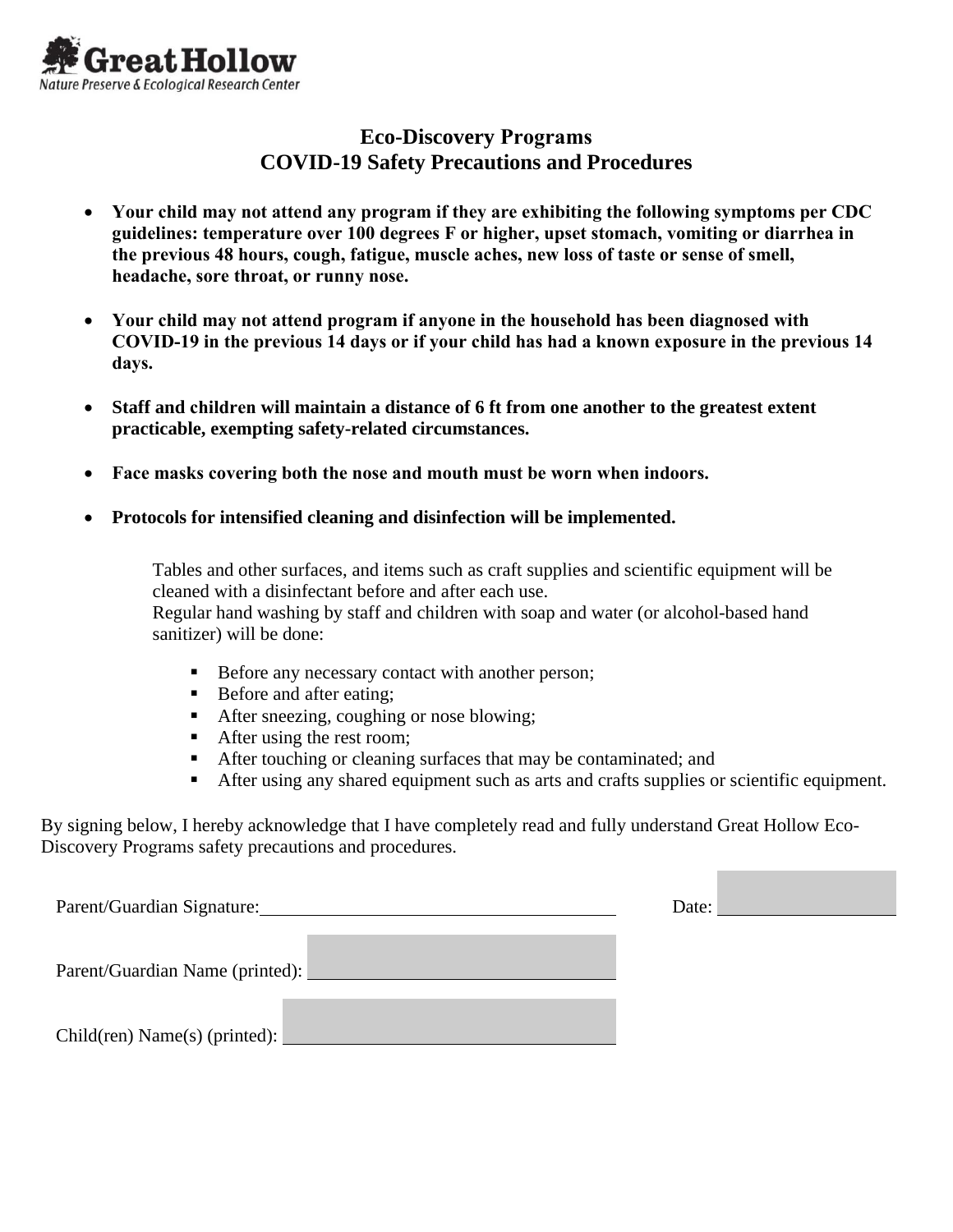Great Hollow
Nature Preserve & Ecological Research Center

# Eco-Discovery Programs
# COVID-19 Safety Precautions and Procedures

- **Your child may not attend any program if they are exhibiting the following symptoms per CDC guidelines: temperature over 100 degrees F or higher, upset stomach, vomiting or diarrhea in the previous 48 hours, cough, fatigue, muscle aches, new loss of taste or sense of smell, headache, sore throat, or runny nose.**

- **Your child may not attend program if anyone in the household has been diagnosed with COVID-19 in the previous 14 days or if your child has had a known exposure in the previous 14 days.**

- **Staff and children will maintain a distance of 6 ft from one another to the greatest extent practicable, exempting safety-related circumstances.**

- **Face masks covering both the nose and mouth must be worn when indoors.**

- **Protocols for intensified cleaning and disinfection will be implemented.**

  Tables and other surfaces, and items such as craft supplies and scientific equipment will be cleaned with a disinfectant before and after each use.
  Regular hand washing by staff and children with soap and water (or alcohol-based hand sanitizer) will be done:

  - Before any necessary contact with another person;
  - Before and after eating;
  - After sneezing, coughing or nose blowing;
  - After using the rest room;
  - After touching or cleaning surfaces that may be contaminated; and
  - After using any shared equipment such as arts and crafts supplies or scientific equipment.

By signing below, I hereby acknowledge that I have completely read and fully understand Great Hollow Eco-Discovery Programs safety precautions and procedures.

Parent/Guardian Signature:______________________________ Date: ______________

Parent/Guardian Name (printed): ______________________________

Child(ren) Name(s) (printed): ______________________________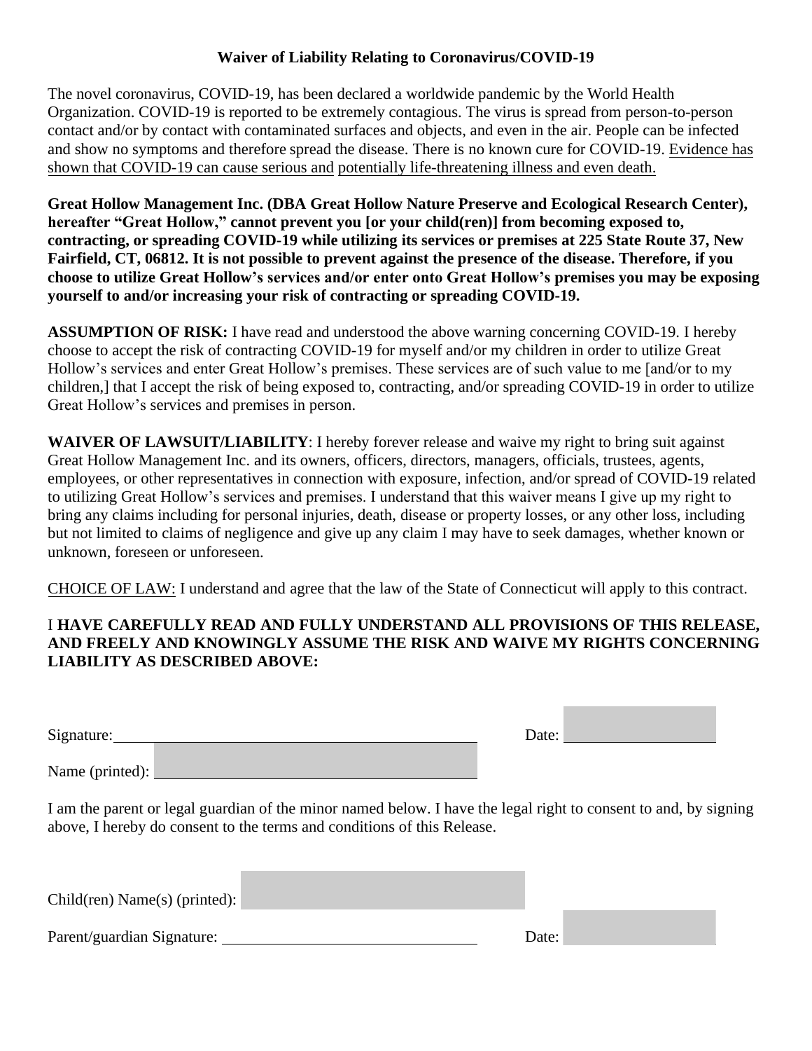## Waiver of Liability Relating to Coronavirus/COVID-19

The novel coronavirus, COVID-19, has been declared a worldwide pandemic by the World Health Organization. COVID-19 is reported to be extremely contagious. The virus is spread from person-to-person contact and/or by contact with contaminated surfaces and objects, and even in the air. People can be infected and show no symptoms and therefore spread the disease. There is no known cure for COVID-19. Evidence has shown that COVID-19 can cause serious and potentially life-threatening illness and even death.

**Great Hollow Management Inc. (DBA Great Hollow Nature Preserve and Ecological Research Center), hereafter "Great Hollow," cannot prevent you [or your child(ren)] from becoming exposed to, contracting, or spreading COVID-19 while utilizing its services or premises at 225 State Route 37, New Fairfield, CT, 06812. It is not possible to prevent against the presence of the disease. Therefore, if you choose to utilize Great Hollow's services and/or enter onto Great Hollow's premises you may be exposing yourself to and/or increasing your risk of contracting or spreading COVID-19.**

**ASSUMPTION OF RISK:** I have read and understood the above warning concerning COVID-19. I hereby choose to accept the risk of contracting COVID-19 for myself and/or my children in order to utilize Great Hollow's services and enter Great Hollow's premises. These services are of such value to me [and/or to my children,] that I accept the risk of being exposed to, contracting, and/or spreading COVID-19 in order to utilize Great Hollow's services and premises in person.

**WAIVER OF LAWSUIT/LIABILITY**: I hereby forever release and waive my right to bring suit against Great Hollow Management Inc. and its owners, officers, directors, managers, officials, trustees, agents, employees, or other representatives in connection with exposure, infection, and/or spread of COVID-19 related to utilizing Great Hollow's services and premises. I understand that this waiver means I give up my right to bring any claims including for personal injuries, death, disease or property losses, or any other loss, including but not limited to claims of negligence and give up any claim I may have to seek damages, whether known or unknown, foreseen or unforeseen.

CHOICE OF LAW: I understand and agree that the law of the State of Connecticut will apply to this contract.

I **HAVE CAREFULLY READ AND FULLY UNDERSTAND ALL PROVISIONS OF THIS RELEASE, AND FREELY AND KNOWINGLY ASSUME THE RISK AND WAIVE MY RIGHTS CONCERNING LIABILITY AS DESCRIBED ABOVE:**

Signature: ______________________________ Date: ______________

Name (printed): ______________________________

I am the parent or legal guardian of the minor named below. I have the legal right to consent to and, by signing above, I hereby do consent to the terms and conditions of this Release.

Child(ren) Name(s) (printed): ______________________________

Parent/guardian Signature: ______________________________ Date: ______________